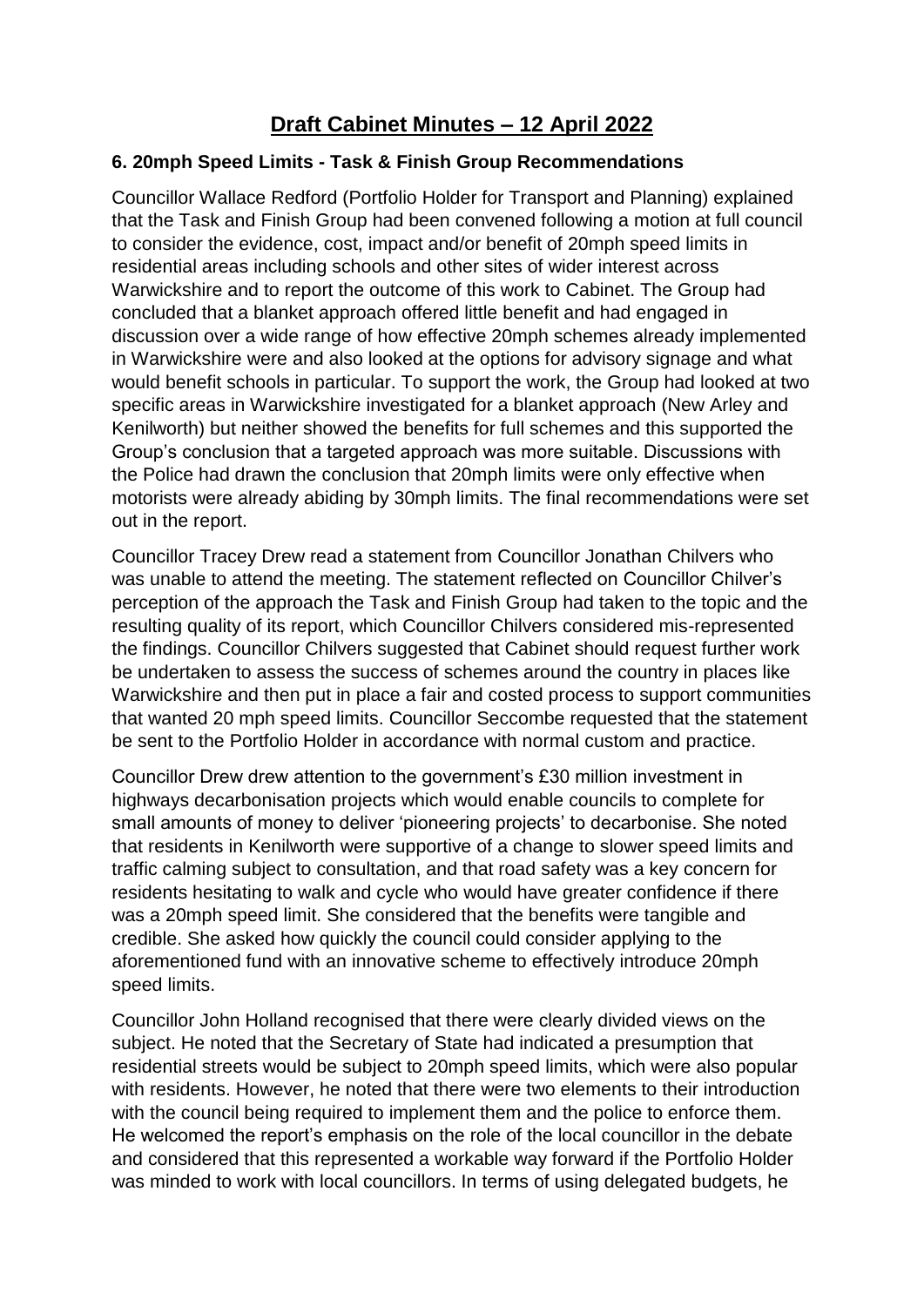# Draft Cabinet Minutes – 12 April 2022

### 6. 20mph Speed Limits - Task & Finish Group Recommendations

Councillor Wallace Redford (Portfolio Holder for Transport and Planning) explained that the Task and Finish Group had been convened following a motion at full council to consider the evidence, cost, impact and/or benefit of 20mph speed limits in residential areas including schools and other sites of wider interest across Warwickshire and to report the outcome of this work to Cabinet. The Group had concluded that a blanket approach offered little benefit and had engaged in discussion over a wide range of how effective 20mph schemes already implemented in Warwickshire were and also looked at the options for advisory signage and what would benefit schools in particular. To support the work, the Group had looked at two specific areas in Warwickshire investigated for a blanket approach (New Arley and Kenilworth) but neither showed the benefits for full schemes and this supported the Group's conclusion that a targeted approach was more suitable. Discussions with the Police had drawn the conclusion that 20mph limits were only effective when motorists were already abiding by 30mph limits. The final recommendations were set out in the report.

Councillor Tracey Drew read a statement from Councillor Jonathan Chilvers who was unable to attend the meeting. The statement reflected on Councillor Chilver's perception of the approach the Task and Finish Group had taken to the topic and the resulting quality of its report, which Councillor Chilvers considered mis-represented the findings. Councillor Chilvers suggested that Cabinet should request further work be undertaken to assess the success of schemes around the country in places like Warwickshire and then put in place a fair and costed process to support communities that wanted 20 mph speed limits. Councillor Seccombe requested that the statement be sent to the Portfolio Holder in accordance with normal custom and practice.

Councillor Drew drew attention to the government's £30 million investment in highways decarbonisation projects which would enable councils to complete for small amounts of money to deliver 'pioneering projects' to decarbonise. She noted that residents in Kenilworth were supportive of a change to slower speed limits and traffic calming subject to consultation, and that road safety was a key concern for residents hesitating to walk and cycle who would have greater confidence if there was a 20mph speed limit. She considered that the benefits were tangible and credible. She asked how quickly the council could consider applying to the aforementioned fund with an innovative scheme to effectively introduce 20mph speed limits.

Councillor John Holland recognised that there were clearly divided views on the subject. He noted that the Secretary of State had indicated a presumption that residential streets would be subject to 20mph speed limits, which were also popular with residents. However, he noted that there were two elements to their introduction with the council being required to implement them and the police to enforce them. He welcomed the report's emphasis on the role of the local councillor in the debate and considered that this represented a workable way forward if the Portfolio Holder was minded to work with local councillors. In terms of using delegated budgets, he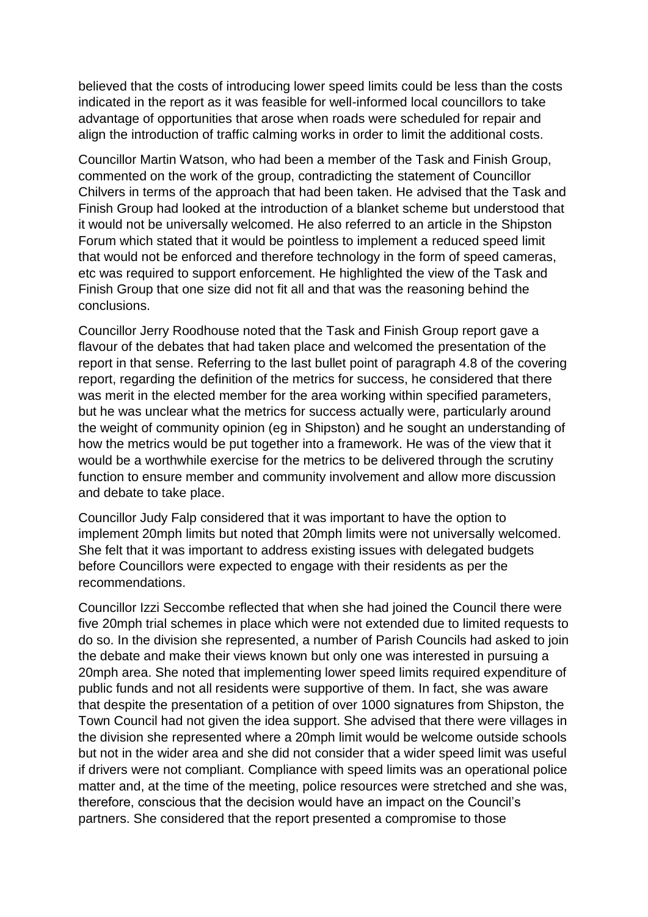believed that the costs of introducing lower speed limits could be less than the costs indicated in the report as it was feasible for well-informed local councillors to take advantage of opportunities that arose when roads were scheduled for repair and align the introduction of traffic calming works in order to limit the additional costs.

Councillor Martin Watson, who had been a member of the Task and Finish Group, commented on the work of the group, contradicting the statement of Councillor Chilvers in terms of the approach that had been taken. He advised that the Task and Finish Group had looked at the introduction of a blanket scheme but understood that it would not be universally welcomed. He also referred to an article in the Shipston Forum which stated that it would be pointless to implement a reduced speed limit that would not be enforced and therefore technology in the form of speed cameras, etc was required to support enforcement. He highlighted the view of the Task and Finish Group that one size did not fit all and that was the reasoning behind the conclusions.

Councillor Jerry Roodhouse noted that the Task and Finish Group report gave a flavour of the debates that had taken place and welcomed the presentation of the report in that sense. Referring to the last bullet point of paragraph 4.8 of the covering report, regarding the definition of the metrics for success, he considered that there was merit in the elected member for the area working within specified parameters, but he was unclear what the metrics for success actually were, particularly around the weight of community opinion (eg in Shipston) and he sought an understanding of how the metrics would be put together into a framework. He was of the view that it would be a worthwhile exercise for the metrics to be delivered through the scrutiny function to ensure member and community involvement and allow more discussion and debate to take place.

Councillor Judy Falp considered that it was important to have the option to implement 20mph limits but noted that 20mph limits were not universally welcomed. She felt that it was important to address existing issues with delegated budgets before Councillors were expected to engage with their residents as per the recommendations.

Councillor Izzi Seccombe reflected that when she had joined the Council there were five 20mph trial schemes in place which were not extended due to limited requests to do so. In the division she represented, a number of Parish Councils had asked to join the debate and make their views known but only one was interested in pursuing a 20mph area. She noted that implementing lower speed limits required expenditure of public funds and not all residents were supportive of them. In fact, she was aware that despite the presentation of a petition of over 1000 signatures from Shipston, the Town Council had not given the idea support. She advised that there were villages in the division she represented where a 20mph limit would be welcome outside schools but not in the wider area and she did not consider that a wider speed limit was useful if drivers were not compliant. Compliance with speed limits was an operational police matter and, at the time of the meeting, police resources were stretched and she was, therefore, conscious that the decision would have an impact on the Council's partners. She considered that the report presented a compromise to those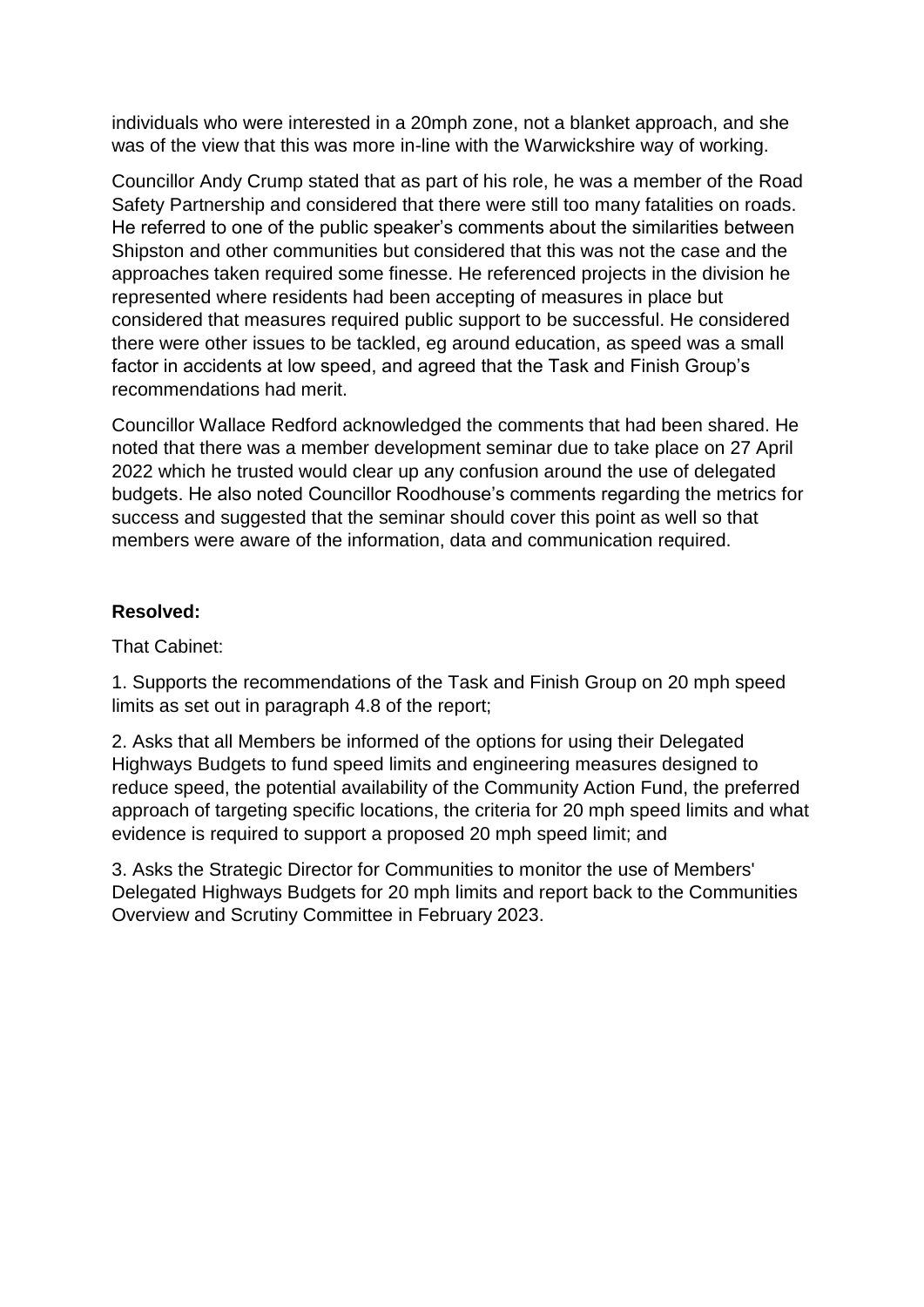individuals who were interested in a 20mph zone, not a blanket approach, and she was of the view that this was more in-line with the Warwickshire way of working.

Councillor Andy Crump stated that as part of his role, he was a member of the Road Safety Partnership and considered that there were still too many fatalities on roads. He referred to one of the public speaker's comments about the similarities between Shipston and other communities but considered that this was not the case and the approaches taken required some finesse. He referenced projects in the division he represented where residents had been accepting of measures in place but considered that measures required public support to be successful. He considered there were other issues to be tackled, eg around education, as speed was a small factor in accidents at low speed, and agreed that the Task and Finish Group's recommendations had merit.

Councillor Wallace Redford acknowledged the comments that had been shared. He noted that there was a member development seminar due to take place on 27 April 2022 which he trusted would clear up any confusion around the use of delegated budgets. He also noted Councillor Roodhouse's comments regarding the metrics for success and suggested that the seminar should cover this point as well so that members were aware of the information, data and communication required.

**Resolved:**

That Cabinet:

1. Supports the recommendations of the Task and Finish Group on 20 mph speed limits as set out in paragraph 4.8 of the report;

2. Asks that all Members be informed of the options for using their Delegated Highways Budgets to fund speed limits and engineering measures designed to reduce speed, the potential availability of the Community Action Fund, the preferred approach of targeting specific locations, the criteria for 20 mph speed limits and what evidence is required to support a proposed 20 mph speed limit; and

3. Asks the Strategic Director for Communities to monitor the use of Members' Delegated Highways Budgets for 20 mph limits and report back to the Communities Overview and Scrutiny Committee in February 2023.